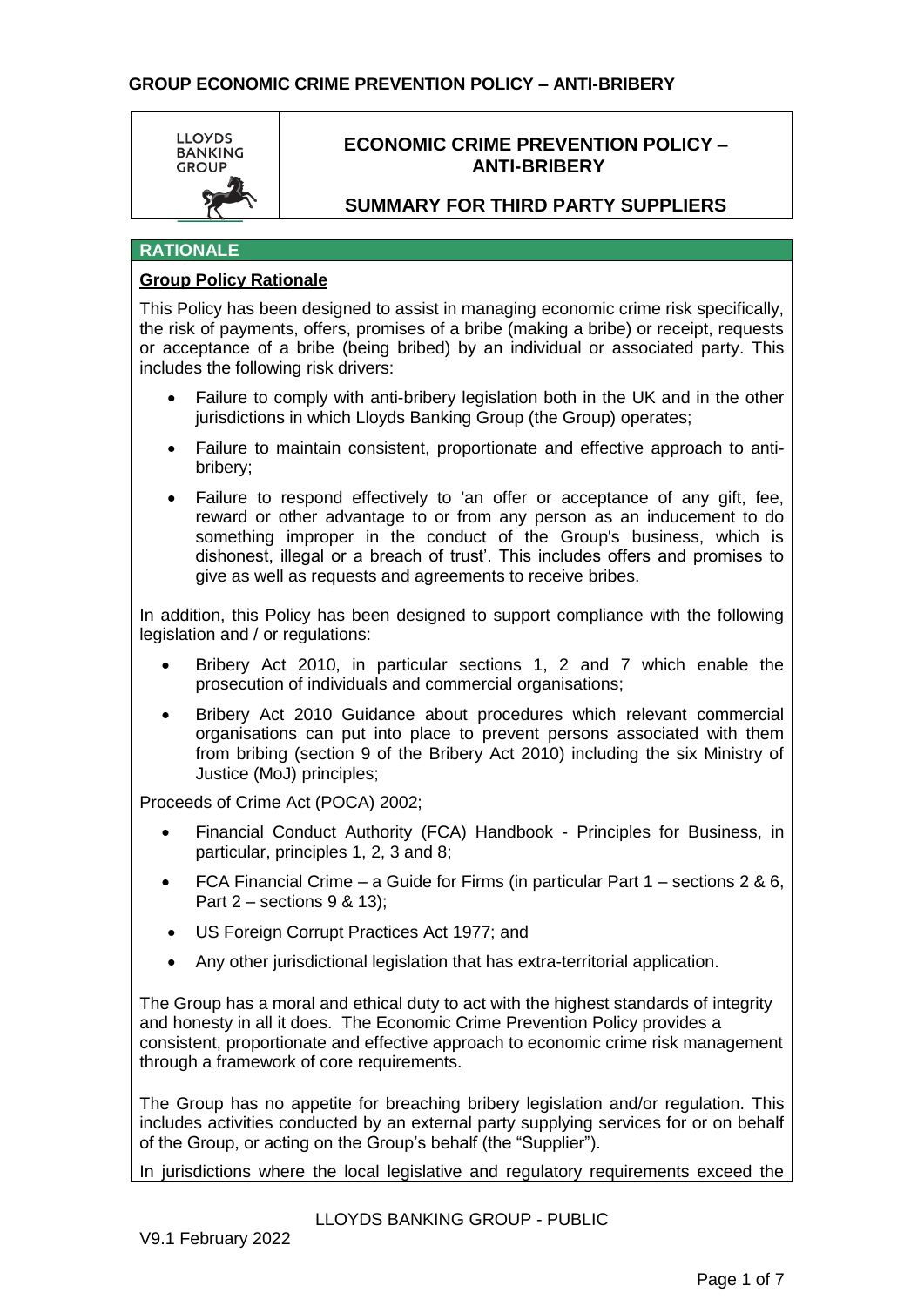**LLOYDS BANKING GROUP**

# ECONOMIC CRIME PREVENTION POLICY – ANTI-BRIBERY

## SUMMARY FOR THIRD PARTY SUPPLIERS

## RATIONALE

### Group Policy Rationale

This Policy has been designed to assist in managing economic crime risk specifically, the risk of payments, offers, promises of a bribe (making a bribe) or receipt, requests or acceptance of a bribe (being bribed) by an individual or associated party. This includes the following risk drivers:

- Failure to comply with anti-bribery legislation both in the UK and in the other jurisdictions in which Lloyds Banking Group (the Group) operates;
- Failure to maintain consistent, proportionate and effective approach to anti-bribery;
- Failure to respond effectively to 'an offer or acceptance of any gift, fee, reward or other advantage to or from any person as an inducement to do something improper in the conduct of the Group's business, which is dishonest, illegal or a breach of trust'. This includes offers and promises to give as well as requests and agreements to receive bribes.

In addition, this Policy has been designed to support compliance with the following legislation and / or regulations:

- Bribery Act 2010, in particular sections 1, 2 and 7 which enable the prosecution of individuals and commercial organisations;
- Bribery Act 2010 Guidance about procedures which relevant commercial organisations can put into place to prevent persons associated with them from bribing (section 9 of the Bribery Act 2010) including the six Ministry of Justice (MoJ) principles;

Proceeds of Crime Act (POCA) 2002;

- Financial Conduct Authority (FCA) Handbook - Principles for Business, in particular, principles 1, 2, 3 and 8;
- FCA Financial Crime – a Guide for Firms (in particular Part 1 – sections 2 & 6, Part 2 – sections 9 & 13);
- US Foreign Corrupt Practices Act 1977; and
- Any other jurisdictional legislation that has extra-territorial application.

The Group has a moral and ethical duty to act with the highest standards of integrity and honesty in all it does. The Economic Crime Prevention Policy provides a consistent, proportionate and effective approach to economic crime risk management through a framework of core requirements.

The Group has no appetite for breaching bribery legislation and/or regulation. This includes activities conducted by an external party supplying services for or on behalf of the Group, or acting on the Group's behalf (the "Supplier").

In jurisdictions where the local legislative and regulatory requirements exceed the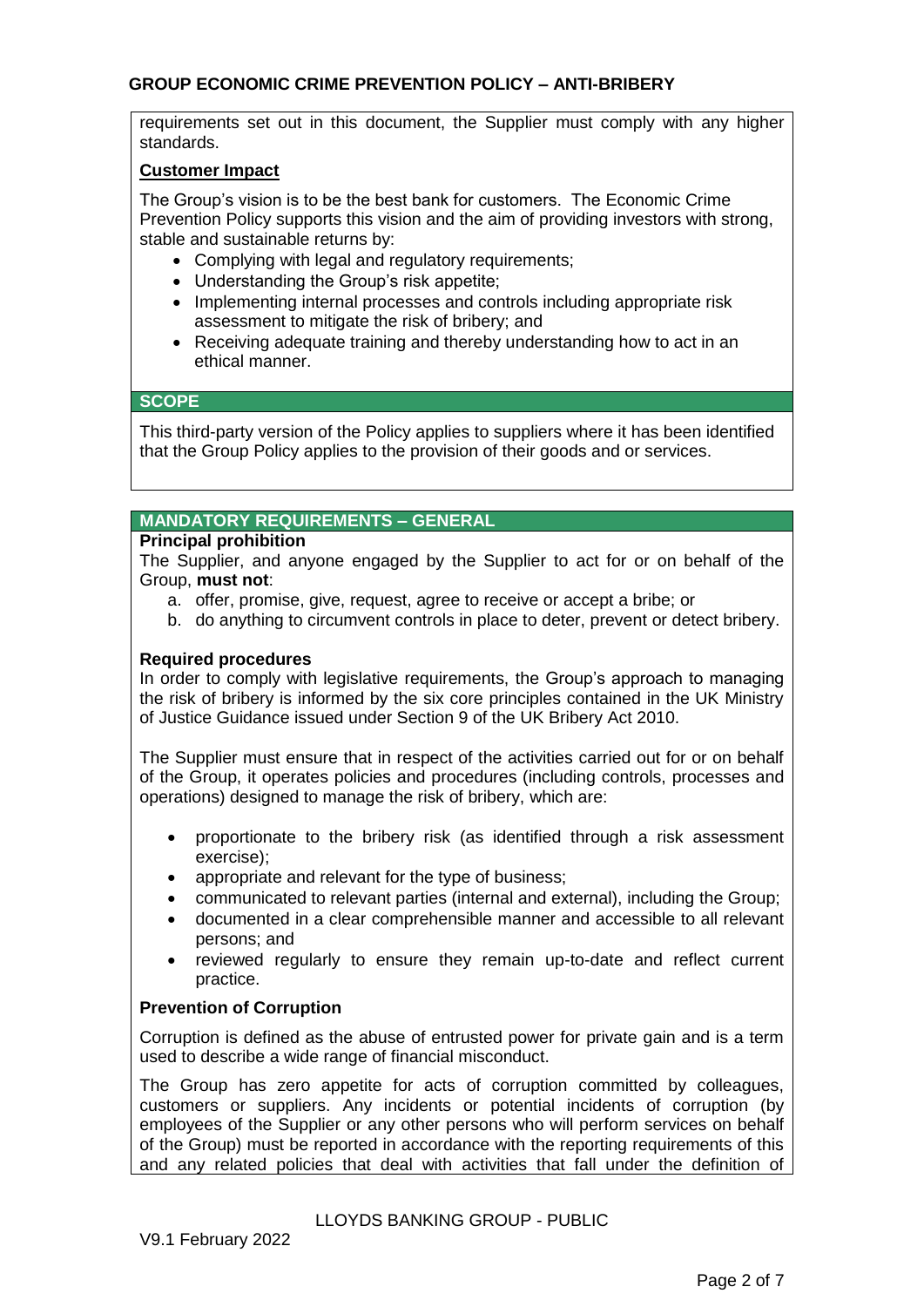requirements set out in this document, the Supplier must comply with any higher standards.

**Customer Impact**

The Group's vision is to be the best bank for customers. The Economic Crime Prevention Policy supports this vision and the aim of providing investors with strong, stable and sustainable returns by:

- Complying with legal and regulatory requirements;
- Understanding the Group's risk appetite;
- Implementing internal processes and controls including appropriate risk assessment to mitigate the risk of bribery; and
- Receiving adequate training and thereby understanding how to act in an ethical manner.

## SCOPE

This third-party version of the Policy applies to suppliers where it has been identified that the Group Policy applies to the provision of their goods and or services.

## MANDATORY REQUIREMENTS – GENERAL

**Principal prohibition**

The Supplier, and anyone engaged by the Supplier to act for or on behalf of the Group, **must not**:

a. offer, promise, give, request, agree to receive or accept a bribe; or
b. do anything to circumvent controls in place to deter, prevent or detect bribery.

**Required procedures**

In order to comply with legislative requirements, the Group's approach to managing the risk of bribery is informed by the six core principles contained in the UK Ministry of Justice Guidance issued under Section 9 of the UK Bribery Act 2010.

The Supplier must ensure that in respect of the activities carried out for or on behalf of the Group, it operates policies and procedures (including controls, processes and operations) designed to manage the risk of bribery, which are:

- proportionate to the bribery risk (as identified through a risk assessment exercise);
- appropriate and relevant for the type of business;
- communicated to relevant parties (internal and external), including the Group;
- documented in a clear comprehensible manner and accessible to all relevant persons; and
- reviewed regularly to ensure they remain up-to-date and reflect current practice.

**Prevention of Corruption**

Corruption is defined as the abuse of entrusted power for private gain and is a term used to describe a wide range of financial misconduct.

The Group has zero appetite for acts of corruption committed by colleagues, customers or suppliers. Any incidents or potential incidents of corruption (by employees of the Supplier or any other persons who will perform services on behalf of the Group) must be reported in accordance with the reporting requirements of this and any related policies that deal with activities that fall under the definition of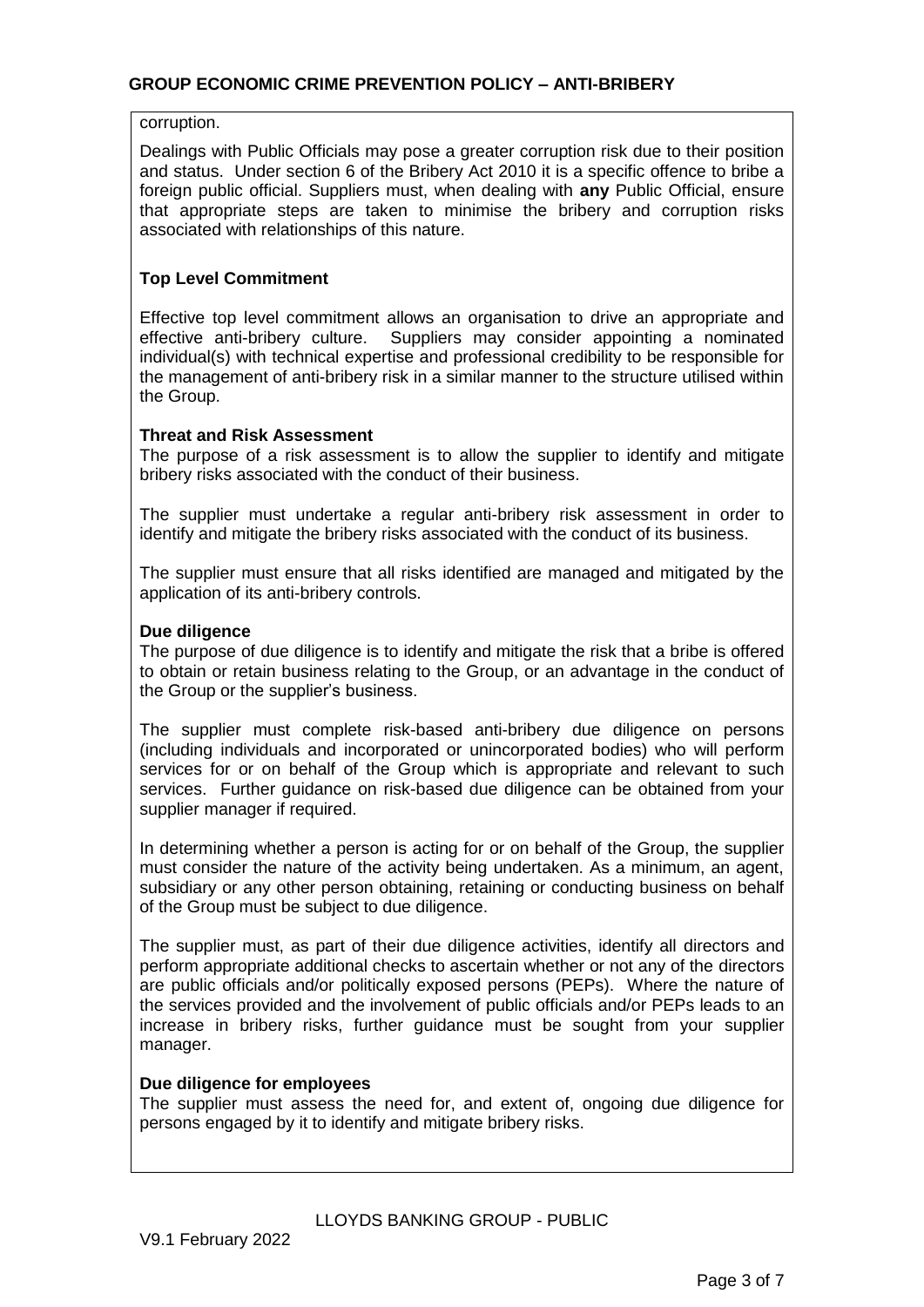corruption.

Dealings with Public Officials may pose a greater corruption risk due to their position and status. Under section 6 of the Bribery Act 2010 it is a specific offence to bribe a foreign public official. Suppliers must, when dealing with **any** Public Official, ensure that appropriate steps are taken to minimise the bribery and corruption risks associated with relationships of this nature.

**Top Level Commitment**

Effective top level commitment allows an organisation to drive an appropriate and effective anti-bribery culture. Suppliers may consider appointing a nominated individual(s) with technical expertise and professional credibility to be responsible for the management of anti-bribery risk in a similar manner to the structure utilised within the Group.

**Threat and Risk Assessment**

The purpose of a risk assessment is to allow the supplier to identify and mitigate bribery risks associated with the conduct of their business.

The supplier must undertake a regular anti-bribery risk assessment in order to identify and mitigate the bribery risks associated with the conduct of its business.

The supplier must ensure that all risks identified are managed and mitigated by the application of its anti-bribery controls.

**Due diligence**

The purpose of due diligence is to identify and mitigate the risk that a bribe is offered to obtain or retain business relating to the Group, or an advantage in the conduct of the Group or the supplier's business.

The supplier must complete risk-based anti-bribery due diligence on persons (including individuals and incorporated or unincorporated bodies) who will perform services for or on behalf of the Group which is appropriate and relevant to such services. Further guidance on risk-based due diligence can be obtained from your supplier manager if required.

In determining whether a person is acting for or on behalf of the Group, the supplier must consider the nature of the activity being undertaken. As a minimum, an agent, subsidiary or any other person obtaining, retaining or conducting business on behalf of the Group must be subject to due diligence.

The supplier must, as part of their due diligence activities, identify all directors and perform appropriate additional checks to ascertain whether or not any of the directors are public officials and/or politically exposed persons (PEPs). Where the nature of the services provided and the involvement of public officials and/or PEPs leads to an increase in bribery risks, further guidance must be sought from your supplier manager.

**Due diligence for employees**

The supplier must assess the need for, and extent of, ongoing due diligence for persons engaged by it to identify and mitigate bribery risks.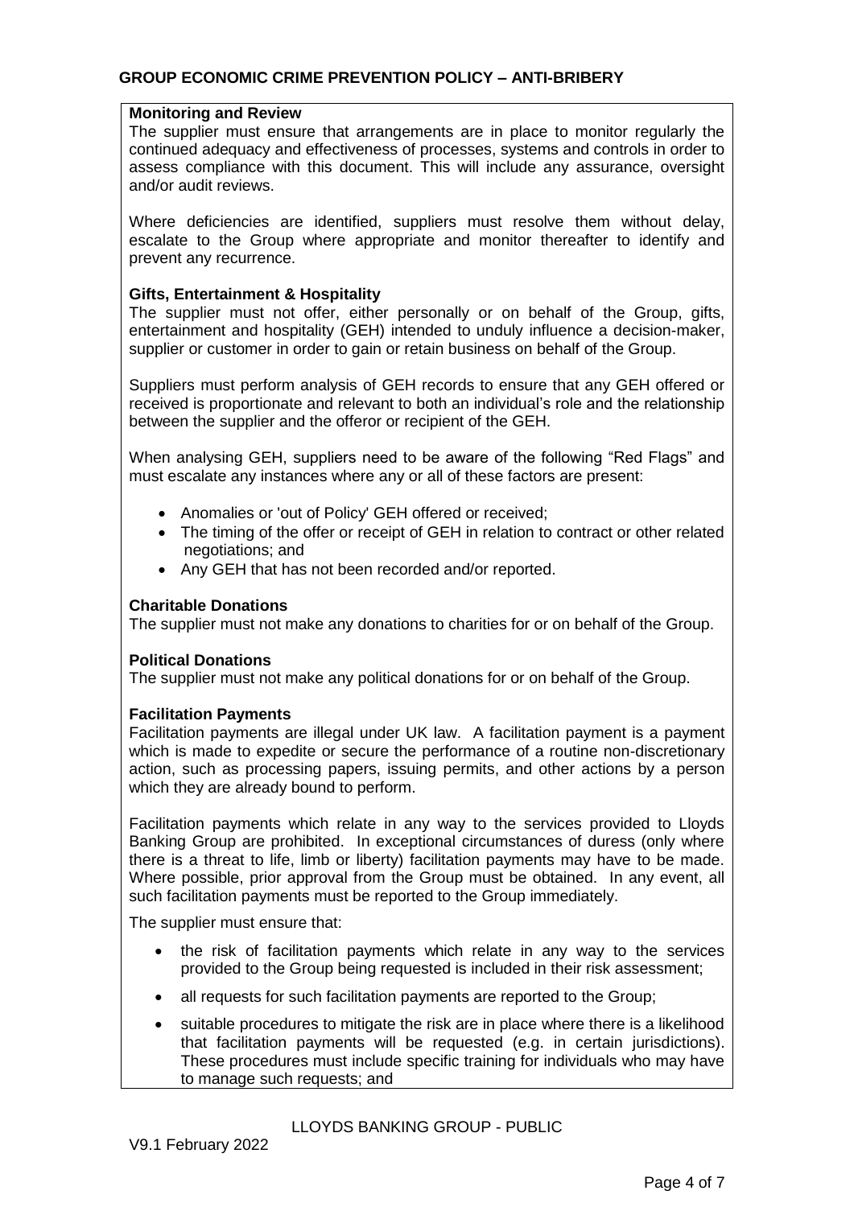**Monitoring and Review**

The supplier must ensure that arrangements are in place to monitor regularly the continued adequacy and effectiveness of processes, systems and controls in order to assess compliance with this document. This will include any assurance, oversight and/or audit reviews.

Where deficiencies are identified, suppliers must resolve them without delay, escalate to the Group where appropriate and monitor thereafter to identify and prevent any recurrence.

**Gifts, Entertainment & Hospitality**

The supplier must not offer, either personally or on behalf of the Group, gifts, entertainment and hospitality (GEH) intended to unduly influence a decision-maker, supplier or customer in order to gain or retain business on behalf of the Group.

Suppliers must perform analysis of GEH records to ensure that any GEH offered or received is proportionate and relevant to both an individual's role and the relationship between the supplier and the offeror or recipient of the GEH.

When analysing GEH, suppliers need to be aware of the following "Red Flags" and must escalate any instances where any or all of these factors are present:

- Anomalies or 'out of Policy' GEH offered or received;
- The timing of the offer or receipt of GEH in relation to contract or other related negotiations; and
- Any GEH that has not been recorded and/or reported.

**Charitable Donations**

The supplier must not make any donations to charities for or on behalf of the Group.

**Political Donations**

The supplier must not make any political donations for or on behalf of the Group.

**Facilitation Payments**

Facilitation payments are illegal under UK law. A facilitation payment is a payment which is made to expedite or secure the performance of a routine non-discretionary action, such as processing papers, issuing permits, and other actions by a person which they are already bound to perform.

Facilitation payments which relate in any way to the services provided to Lloyds Banking Group are prohibited. In exceptional circumstances of duress (only where there is a threat to life, limb or liberty) facilitation payments may have to be made. Where possible, prior approval from the Group must be obtained. In any event, all such facilitation payments must be reported to the Group immediately.

The supplier must ensure that:

- the risk of facilitation payments which relate in any way to the services provided to the Group being requested is included in their risk assessment;
- all requests for such facilitation payments are reported to the Group;
- suitable procedures to mitigate the risk are in place where there is a likelihood that facilitation payments will be requested (e.g. in certain jurisdictions). These procedures must include specific training for individuals who may have to manage such requests; and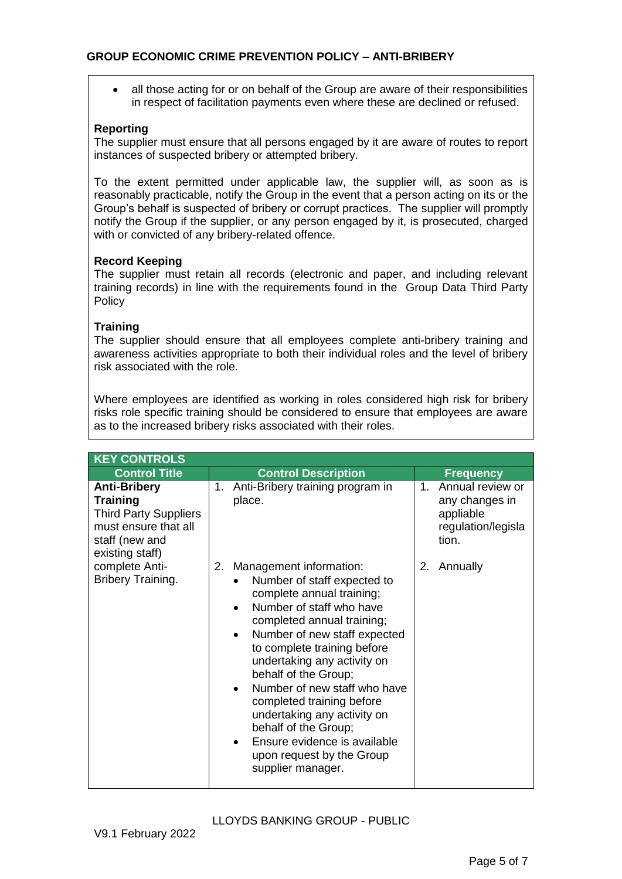- all those acting for or on behalf of the Group are aware of their responsibilities in respect of facilitation payments even where these are declined or refused.

**Reporting**

The supplier must ensure that all persons engaged by it are aware of routes to report instances of suspected bribery or attempted bribery.

To the extent permitted under applicable law, the supplier will, as soon as is reasonably practicable, notify the Group in the event that a person acting on its or the Group's behalf is suspected of bribery or corrupt practices. The supplier will promptly notify the Group if the supplier, or any person engaged by it, is prosecuted, charged with or convicted of any bribery-related offence.

**Record Keeping**

The supplier must retain all records (electronic and paper, and including relevant training records) in line with the requirements found in the Group Data Third Party Policy

**Training**

The supplier should ensure that all employees complete anti-bribery training and awareness activities appropriate to both their individual roles and the level of bribery risk associated with the role.

Where employees are identified as working in roles considered high risk for bribery risks role specific training should be considered to ensure that employees are aware as to the increased bribery risks associated with their roles.

**KEY CONTROLS**

| Control Title | Control Description | Frequency |
|---|---|---|
| **Anti-Bribery Training** Third Party Suppliers must ensure that all staff (new and existing staff) complete Anti-Bribery Training. | 1. Anti-Bribery training program in place. | 1. Annual review or any changes in appliable regulation/legislation. |
| | 2. Management information: <br>• Number of staff expected to complete annual training; <br>• Number of staff who have completed annual training; <br>• Number of new staff expected to complete training before undertaking any activity on behalf of the Group; <br>• Number of new staff who have completed training before undertaking any activity on behalf of the Group; <br>• Ensure evidence is available upon request by the Group supplier manager. | 2. Annually |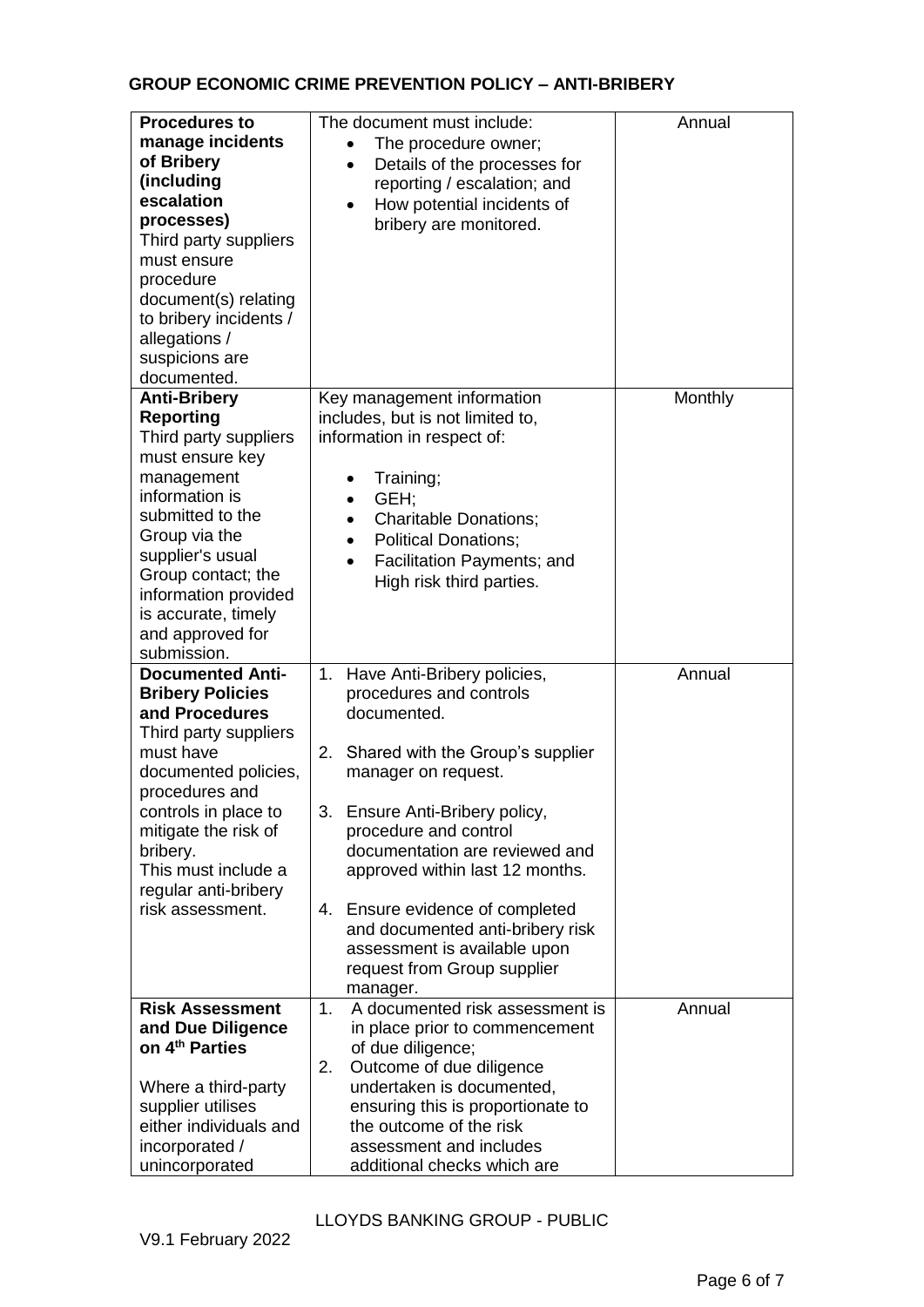## GROUP ECONOMIC CRIME PREVENTION POLICY – ANTI-BRIBERY

| | | |
|---|---|---|
| **Procedures to manage incidents of Bribery (including escalation processes)**<br>Third party suppliers must ensure procedure document(s) relating to bribery incidents / allegations / suspicions are documented. | The document must include:<br>• The procedure owner;<br>• Details of the processes for reporting / escalation; and<br>• How potential incidents of bribery are monitored. | Annual |
| **Anti-Bribery Reporting**<br>Third party suppliers must ensure key management information is submitted to the Group via the supplier's usual Group contact; the information provided is accurate, timely and approved for submission. | Key management information includes, but is not limited to, information in respect of:<br>• Training;<br>• GEH;<br>• Charitable Donations;<br>• Political Donations;<br>• Facilitation Payments; and High risk third parties. | Monthly |
| **Documented Anti-Bribery Policies and Procedures**<br>Third party suppliers must have documented policies, procedures and controls in place to mitigate the risk of bribery.<br>This must include a regular anti-bribery risk assessment. | 1. Have Anti-Bribery policies, procedures and controls documented.<br>2. Shared with the Group's supplier manager on request.<br>3. Ensure Anti-Bribery policy, procedure and control documentation are reviewed and approved within last 12 months.<br>4. Ensure evidence of completed and documented anti-bribery risk assessment is available upon request from Group supplier manager. | Annual |
| **Risk Assessment and Due Diligence on 4th Parties**<br><br>Where a third-party supplier utilises either individuals and incorporated / unincorporated | 1. A documented risk assessment is in place prior to commencement of due diligence;<br>2. Outcome of due diligence undertaken is documented, ensuring this is proportionate to the outcome of the risk assessment and includes additional checks which are | Annual |

LLOYDS BANKING GROUP - PUBLIC

V9.1 February 2022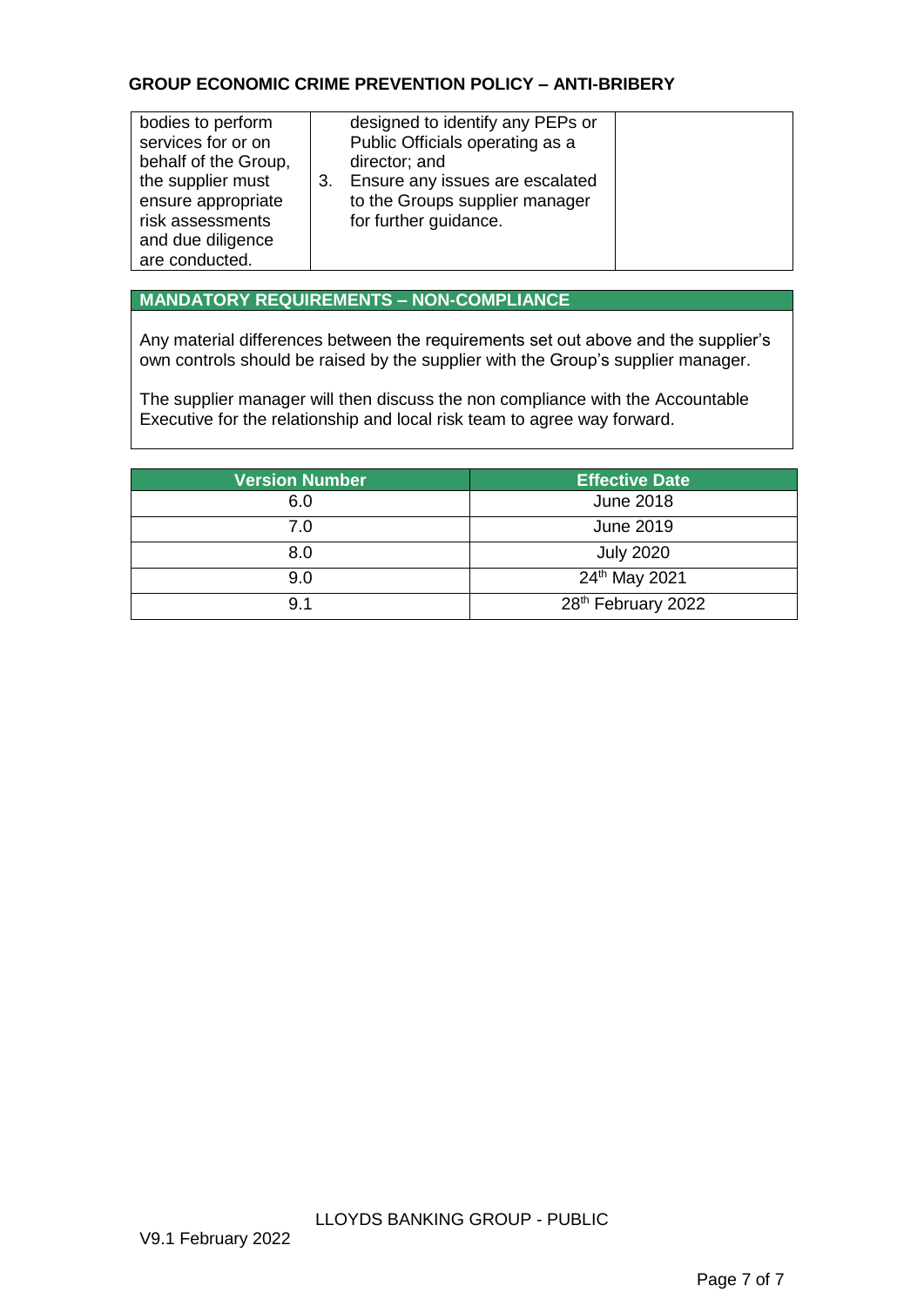| | | |
|---|---|---|
| bodies to perform services for or on behalf of the Group, the supplier must ensure appropriate risk assessments and due diligence are conducted. | designed to identify any PEPs or Public Officials operating as a director; and<br>3. Ensure any issues are escalated to the Groups supplier manager for further guidance. | |

**MANDATORY REQUIREMENTS – NON-COMPLIANCE**

Any material differences between the requirements set out above and the supplier's own controls should be raised by the supplier with the Group's supplier manager.

The supplier manager will then discuss the non compliance with the Accountable Executive for the relationship and local risk team to agree way forward.

| Version Number | Effective Date |
|---|---|
| 6.0 | June 2018 |
| 7.0 | June 2019 |
| 8.0 | July 2020 |
| 9.0 | 24th May 2021 |
| 9.1 | 28th February 2022 |